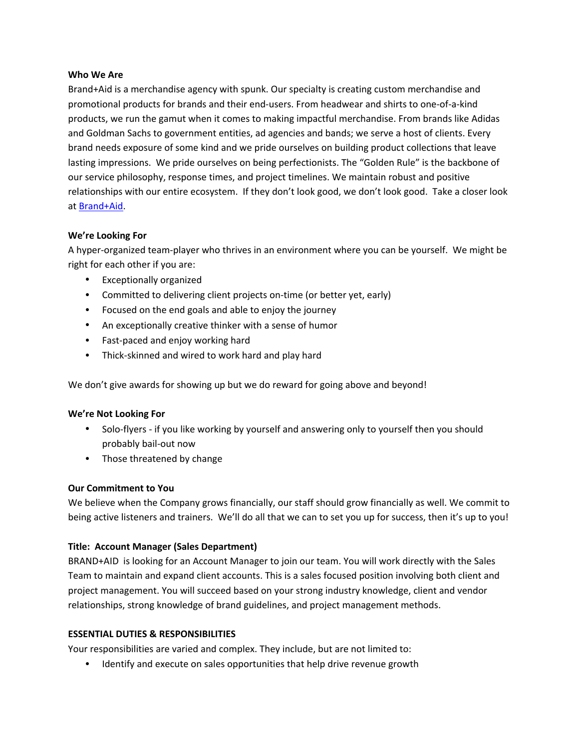**Who We Are**

Brand+Aid is a merchandise agency with spunk. Our specialty is creating custom merchandise and promotional products for brands and their end-users. From headwear and shirts to one-of-a-kind products, we run the gamut when it comes to making impactful merchandise. From brands like Adidas and Goldman Sachs to government entities, ad agencies and bands; we serve a host of clients. Every brand needs exposure of some kind and we pride ourselves on building product collections that leave lasting impressions. We pride ourselves on being perfectionists. The "Golden Rule" is the backbone of our service philosophy, response times, and project timelines. We maintain robust and positive relationships with our entire ecosystem. If they don't look good, we don't look good. Take a closer look at Brand+Aid.

**We're Looking For**

A hyper-organized team-player who thrives in an environment where you can be yourself. We might be right for each other if you are:

- Exceptionally organized
- Committed to delivering client projects on-time (or better yet, early)
- Focused on the end goals and able to enjoy the journey
- An exceptionally creative thinker with a sense of humor
- Fast-paced and enjoy working hard
- Thick-skinned and wired to work hard and play hard

We don't give awards for showing up but we do reward for going above and beyond!

**We're Not Looking For**

- Solo-flyers - if you like working by yourself and answering only to yourself then you should probably bail-out now
- Those threatened by change

**Our Commitment to You**

We believe when the Company grows financially, our staff should grow financially as well. We commit to being active listeners and trainers. We'll do all that we can to set you up for success, then it's up to you!

**Title: Account Manager (Sales Department)**

BRAND+AID is looking for an Account Manager to join our team. You will work directly with the Sales Team to maintain and expand client accounts. This is a sales focused position involving both client and project management. You will succeed based on your strong industry knowledge, client and vendor relationships, strong knowledge of brand guidelines, and project management methods.

**ESSENTIAL DUTIES & RESPONSIBILITIES**

Your responsibilities are varied and complex. They include, but are not limited to:

- Identify and execute on sales opportunities that help drive revenue growth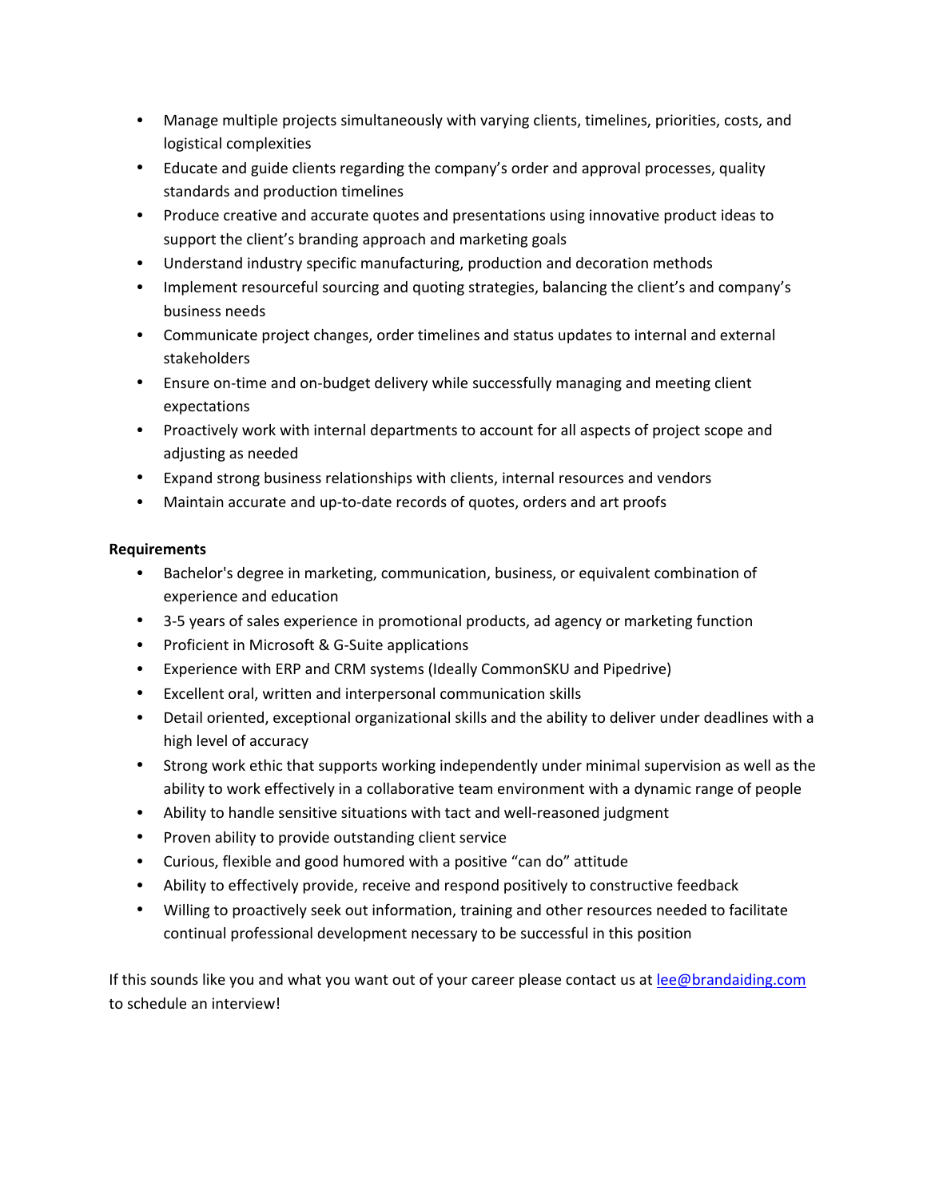- Manage multiple projects simultaneously with varying clients, timelines, priorities, costs, and logistical complexities
- Educate and guide clients regarding the company's order and approval processes, quality standards and production timelines
- Produce creative and accurate quotes and presentations using innovative product ideas to support the client's branding approach and marketing goals
- Understand industry specific manufacturing, production and decoration methods
- Implement resourceful sourcing and quoting strategies, balancing the client's and company's business needs
- Communicate project changes, order timelines and status updates to internal and external stakeholders
- Ensure on-time and on-budget delivery while successfully managing and meeting client expectations
- Proactively work with internal departments to account for all aspects of project scope and adjusting as needed
- Expand strong business relationships with clients, internal resources and vendors
- Maintain accurate and up-to-date records of quotes, orders and art proofs

**Requirements**

- Bachelor's degree in marketing, communication, business, or equivalent combination of experience and education
- 3-5 years of sales experience in promotional products, ad agency or marketing function
- Proficient in Microsoft & G-Suite applications
- Experience with ERP and CRM systems (Ideally CommonSKU and Pipedrive)
- Excellent oral, written and interpersonal communication skills
- Detail oriented, exceptional organizational skills and the ability to deliver under deadlines with a high level of accuracy
- Strong work ethic that supports working independently under minimal supervision as well as the ability to work effectively in a collaborative team environment with a dynamic range of people
- Ability to handle sensitive situations with tact and well-reasoned judgment
- Proven ability to provide outstanding client service
- Curious, flexible and good humored with a positive "can do" attitude
- Ability to effectively provide, receive and respond positively to constructive feedback
- Willing to proactively seek out information, training and other resources needed to facilitate continual professional development necessary to be successful in this position

If this sounds like you and what you want out of your career please contact us at lee@brandaiding.com to schedule an interview!